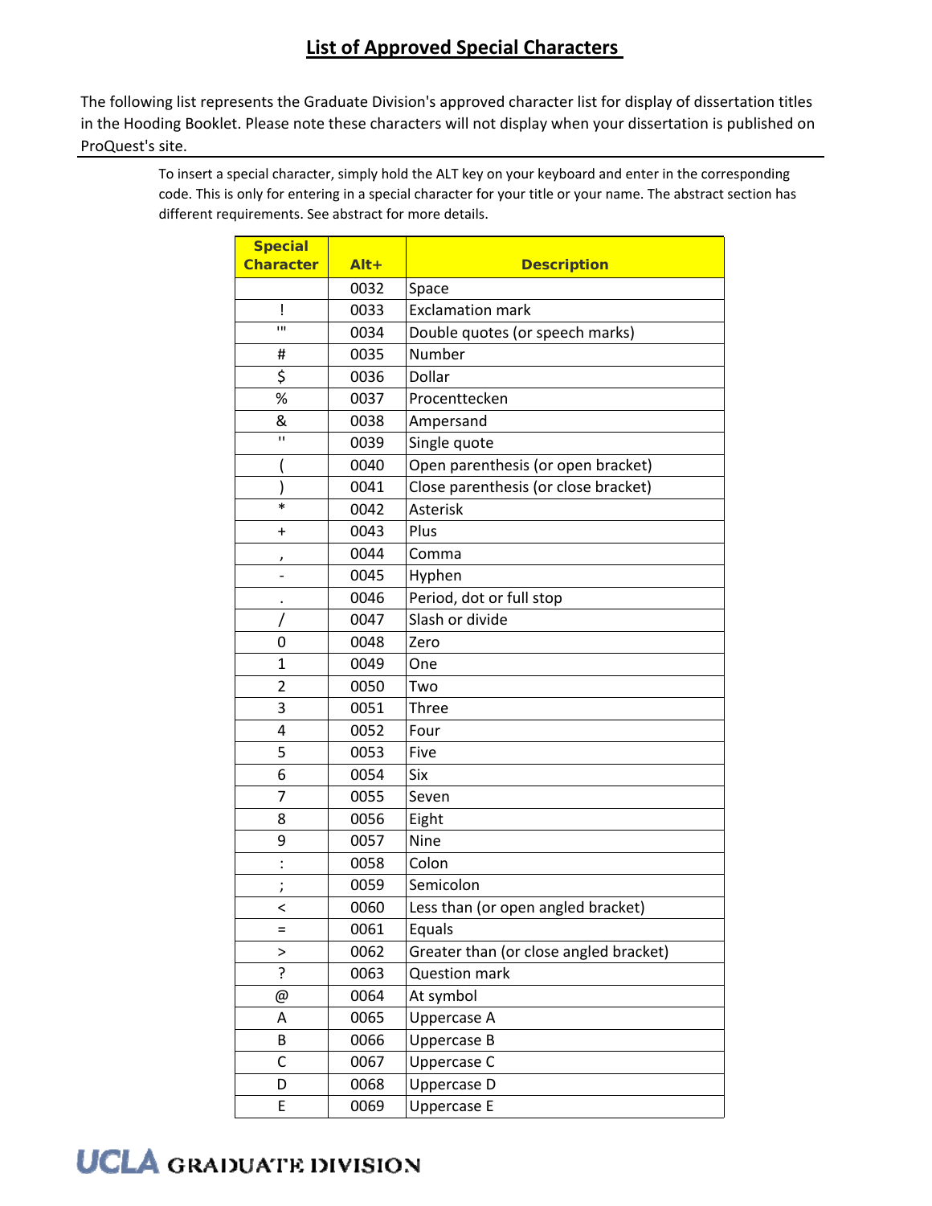# List of Approved Special Characters

The following list represents the Graduate Division's approved character list for display of dissertation titles in the Hooding Booklet. Please note these characters will not display when your dissertation is published on ProQuest's site.

To insert a special character, simply hold the ALT key on your keyboard and enter in the corresponding code. This is only for entering in a special character for your title or your name. The abstract section has different requirements. See abstract for more details.

| Special Character | Alt+ | Description |
|---|---|---|
| | 0032 | Space |
| ! | 0033 | Exclamation mark |
| " | 0034 | Double quotes (or speech marks) |
| # | 0035 | Number |
| $ | 0036 | Dollar |
| % | 0037 | Procenttecken |
| & | 0038 | Ampersand |
| ' | 0039 | Single quote |
| ( | 0040 | Open parenthesis (or open bracket) |
| ) | 0041 | Close parenthesis (or close bracket) |
| * | 0042 | Asterisk |
| + | 0043 | Plus |
| , | 0044 | Comma |
| - | 0045 | Hyphen |
| . | 0046 | Period, dot or full stop |
| / | 0047 | Slash or divide |
| 0 | 0048 | Zero |
| 1 | 0049 | One |
| 2 | 0050 | Two |
| 3 | 0051 | Three |
| 4 | 0052 | Four |
| 5 | 0053 | Five |
| 6 | 0054 | Six |
| 7 | 0055 | Seven |
| 8 | 0056 | Eight |
| 9 | 0057 | Nine |
| : | 0058 | Colon |
| ; | 0059 | Semicolon |
| < | 0060 | Less than (or open angled bracket) |
| = | 0061 | Equals |
| > | 0062 | Greater than (or close angled bracket) |
| ? | 0063 | Question mark |
| @ | 0064 | At symbol |
| A | 0065 | Uppercase A |
| B | 0066 | Uppercase B |
| C | 0067 | Uppercase C |
| D | 0068 | Uppercase D |
| E | 0069 | Uppercase E |

UCLA GRADUATE DIVISION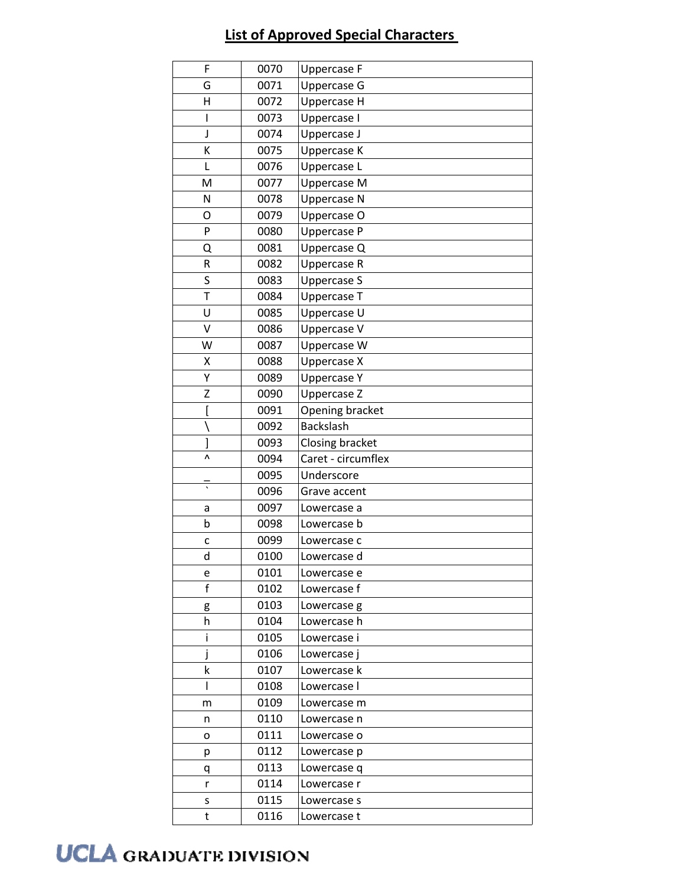## List of Approved Special Characters

| | | |
|---|---|---|
| F | 0070 | Uppercase F |
| G | 0071 | Uppercase G |
| H | 0072 | Uppercase H |
| I | 0073 | Uppercase I |
| J | 0074 | Uppercase J |
| K | 0075 | Uppercase K |
| L | 0076 | Uppercase L |
| M | 0077 | Uppercase M |
| N | 0078 | Uppercase N |
| O | 0079 | Uppercase O |
| P | 0080 | Uppercase P |
| Q | 0081 | Uppercase Q |
| R | 0082 | Uppercase R |
| S | 0083 | Uppercase S |
| T | 0084 | Uppercase T |
| U | 0085 | Uppercase U |
| V | 0086 | Uppercase V |
| W | 0087 | Uppercase W |
| X | 0088 | Uppercase X |
| Y | 0089 | Uppercase Y |
| Z | 0090 | Uppercase Z |
| [ | 0091 | Opening bracket |
| \ | 0092 | Backslash |
| ] | 0093 | Closing bracket |
| ^ | 0094 | Caret - circumflex |
| _ | 0095 | Underscore |
| ` | 0096 | Grave accent |
| a | 0097 | Lowercase a |
| b | 0098 | Lowercase b |
| c | 0099 | Lowercase c |
| d | 0100 | Lowercase d |
| e | 0101 | Lowercase e |
| f | 0102 | Lowercase f |
| g | 0103 | Lowercase g |
| h | 0104 | Lowercase h |
| i | 0105 | Lowercase i |
| j | 0106 | Lowercase j |
| k | 0107 | Lowercase k |
| l | 0108 | Lowercase l |
| m | 0109 | Lowercase m |
| n | 0110 | Lowercase n |
| o | 0111 | Lowercase o |
| p | 0112 | Lowercase p |
| q | 0113 | Lowercase q |
| r | 0114 | Lowercase r |
| s | 0115 | Lowercase s |
| t | 0116 | Lowercase t |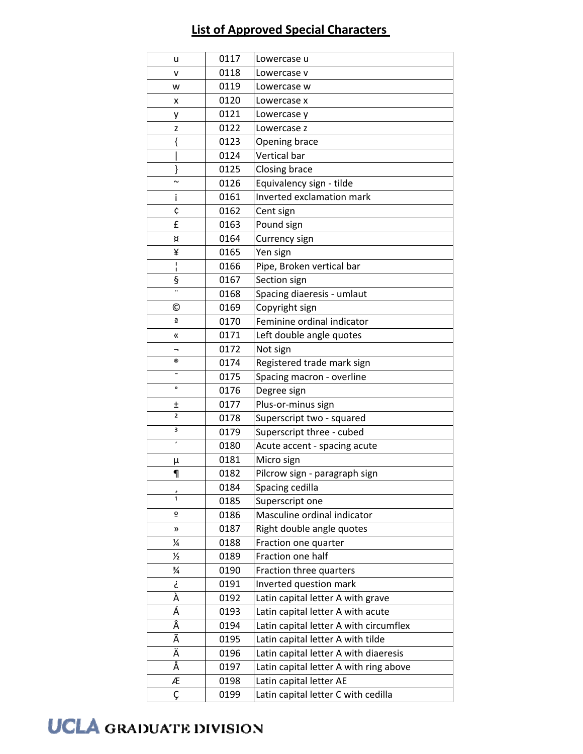# List of Approved Special Characters

| | | |
|---|---|---|
| u | 0117 | Lowercase u |
| v | 0118 | Lowercase v |
| w | 0119 | Lowercase w |
| x | 0120 | Lowercase x |
| y | 0121 | Lowercase y |
| z | 0122 | Lowercase z |
| { | 0123 | Opening brace |
| \| | 0124 | Vertical bar |
| } | 0125 | Closing brace |
| ~ | 0126 | Equivalency sign - tilde |
| ¡ | 0161 | Inverted exclamation mark |
| ¢ | 0162 | Cent sign |
| £ | 0163 | Pound sign |
| ¤ | 0164 | Currency sign |
| ¥ | 0165 | Yen sign |
| ¦ | 0166 | Pipe, Broken vertical bar |
| § | 0167 | Section sign |
| ¨ | 0168 | Spacing diaeresis - umlaut |
| © | 0169 | Copyright sign |
| ª | 0170 | Feminine ordinal indicator |
| « | 0171 | Left double angle quotes |
| ¬ | 0172 | Not sign |
| ® | 0174 | Registered trade mark sign |
| ¯ | 0175 | Spacing macron - overline |
| ° | 0176 | Degree sign |
| ± | 0177 | Plus-or-minus sign |
| ² | 0178 | Superscript two - squared |
| ³ | 0179 | Superscript three - cubed |
| ´ | 0180 | Acute accent - spacing acute |
| µ | 0181 | Micro sign |
| ¶ | 0182 | Pilcrow sign - paragraph sign |
| ¸ | 0184 | Spacing cedilla |
| ¹ | 0185 | Superscript one |
| º | 0186 | Masculine ordinal indicator |
| » | 0187 | Right double angle quotes |
| ¼ | 0188 | Fraction one quarter |
| ½ | 0189 | Fraction one half |
| ¾ | 0190 | Fraction three quarters |
| ¿ | 0191 | Inverted question mark |
| À | 0192 | Latin capital letter A with grave |
| Á | 0193 | Latin capital letter A with acute |
| Â | 0194 | Latin capital letter A with circumflex |
| Ã | 0195 | Latin capital letter A with tilde |
| Ä | 0196 | Latin capital letter A with diaeresis |
| Å | 0197 | Latin capital letter A with ring above |
| Æ | 0198 | Latin capital letter AE |
| Ç | 0199 | Latin capital letter C with cedilla |

UCLA GRADUATE DIVISION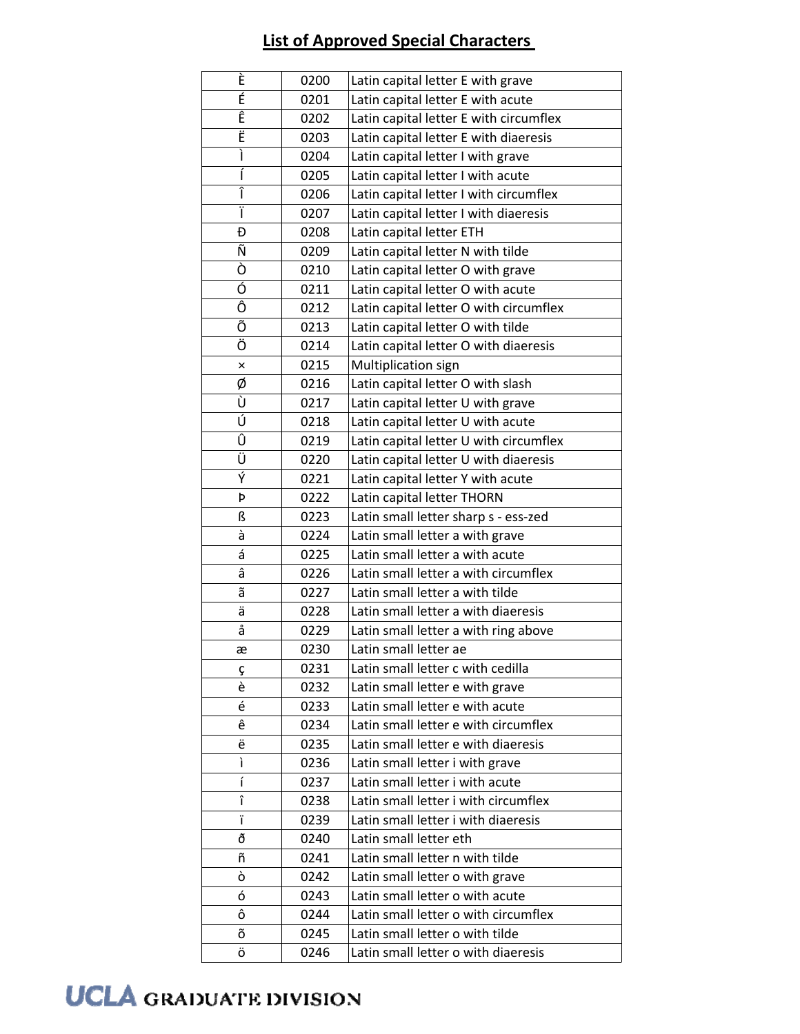## List of Approved Special Characters

| | | |
|---|---|---|
| È | 0200 | Latin capital letter E with grave |
| É | 0201 | Latin capital letter E with acute |
| Ê | 0202 | Latin capital letter E with circumflex |
| Ë | 0203 | Latin capital letter E with diaeresis |
| Ì | 0204 | Latin capital letter I with grave |
| Í | 0205 | Latin capital letter I with acute |
| Î | 0206 | Latin capital letter I with circumflex |
| Ï | 0207 | Latin capital letter I with diaeresis |
| Ð | 0208 | Latin capital letter ETH |
| Ñ | 0209 | Latin capital letter N with tilde |
| Ò | 0210 | Latin capital letter O with grave |
| Ó | 0211 | Latin capital letter O with acute |
| Ô | 0212 | Latin capital letter O with circumflex |
| Õ | 0213 | Latin capital letter O with tilde |
| Ö | 0214 | Latin capital letter O with diaeresis |
| × | 0215 | Multiplication sign |
| Ø | 0216 | Latin capital letter O with slash |
| Ù | 0217 | Latin capital letter U with grave |
| Ú | 0218 | Latin capital letter U with acute |
| Û | 0219 | Latin capital letter U with circumflex |
| Ü | 0220 | Latin capital letter U with diaeresis |
| Ý | 0221 | Latin capital letter Y with acute |
| Þ | 0222 | Latin capital letter THORN |
| ß | 0223 | Latin small letter sharp s - ess-zed |
| à | 0224 | Latin small letter a with grave |
| á | 0225 | Latin small letter a with acute |
| â | 0226 | Latin small letter a with circumflex |
| ã | 0227 | Latin small letter a with tilde |
| ä | 0228 | Latin small letter a with diaeresis |
| å | 0229 | Latin small letter a with ring above |
| æ | 0230 | Latin small letter ae |
| ç | 0231 | Latin small letter c with cedilla |
| è | 0232 | Latin small letter e with grave |
| é | 0233 | Latin small letter e with acute |
| ê | 0234 | Latin small letter e with circumflex |
| ë | 0235 | Latin small letter e with diaeresis |
| ì | 0236 | Latin small letter i with grave |
| í | 0237 | Latin small letter i with acute |
| î | 0238 | Latin small letter i with circumflex |
| ï | 0239 | Latin small letter i with diaeresis |
| ð | 0240 | Latin small letter eth |
| ñ | 0241 | Latin small letter n with tilde |
| ò | 0242 | Latin small letter o with grave |
| ó | 0243 | Latin small letter o with acute |
| ô | 0244 | Latin small letter o with circumflex |
| õ | 0245 | Latin small letter o with tilde |
| ö | 0246 | Latin small letter o with diaeresis |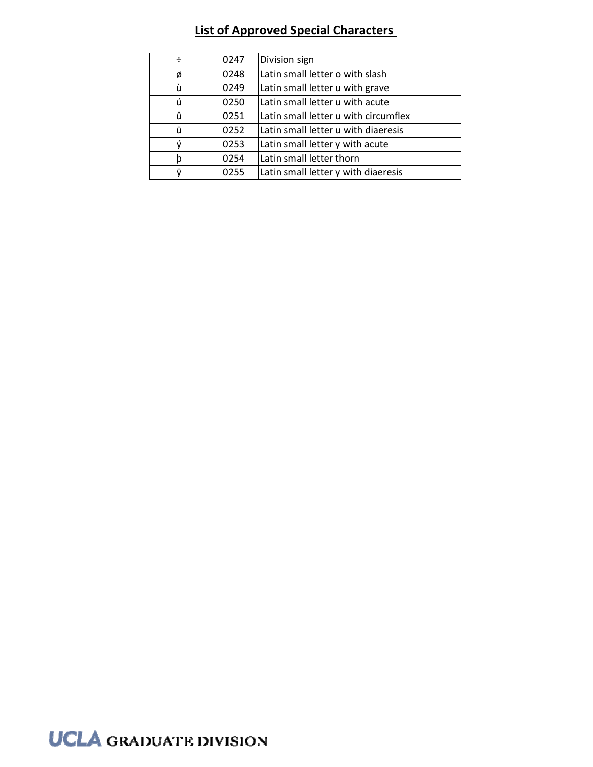## List of Approved Special Characters

| | | |
|---|---|---|
| ÷ | 0247 | Division sign |
| ø | 0248 | Latin small letter o with slash |
| ù | 0249 | Latin small letter u with grave |
| ú | 0250 | Latin small letter u with acute |
| û | 0251 | Latin small letter u with circumflex |
| ü | 0252 | Latin small letter u with diaeresis |
| ý | 0253 | Latin small letter y with acute |
| þ | 0254 | Latin small letter thorn |
| ÿ | 0255 | Latin small letter y with diaeresis |

UCLA GRADUATE DIVISION